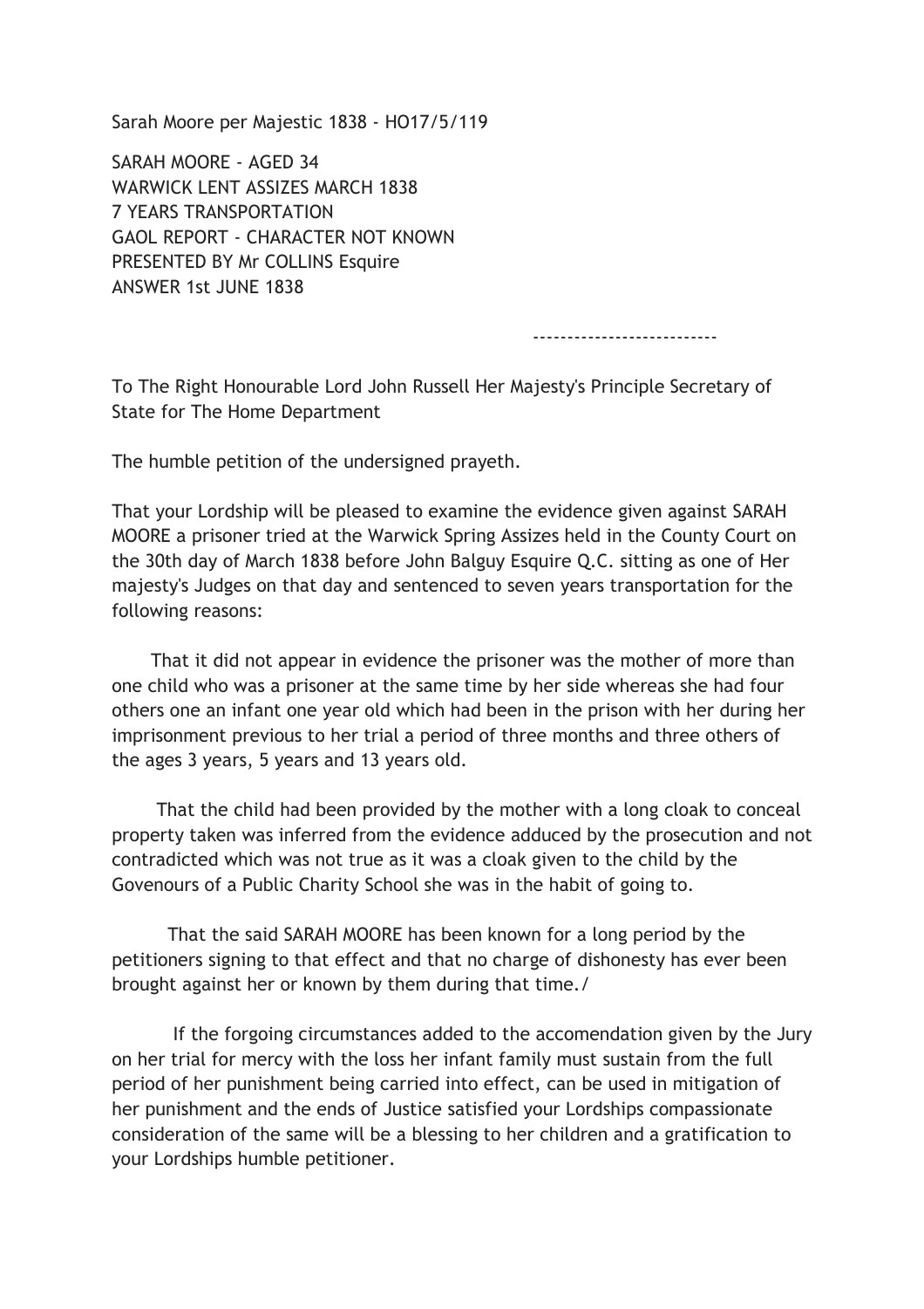Sarah Moore per Majestic 1838 - HO17/5/119

SARAH MOORE - AGED 34
WARWICK LENT ASSIZES MARCH 1838
7 YEARS TRANSPORTATION
GAOL REPORT - CHARACTER NOT KNOWN
PRESENTED BY Mr COLLINS Esquire
ANSWER 1st JUNE 1838

---------------------------

To The Right Honourable Lord John Russell Her Majesty's Principle Secretary of State for The Home Department

The humble petition of the undersigned prayeth.

That your Lordship will be pleased to examine the evidence given against SARAH MOORE a prisoner tried at the Warwick Spring Assizes held in the County Court on the 30th day of March 1838 before John Balguy Esquire Q.C. sitting as one of Her majesty's Judges on that day and sentenced to seven years transportation for the following reasons:

That it did not appear in evidence the prisoner was the mother of more than one child who was a prisoner at the same time by her side whereas she had four others one an infant one year old which had been in the prison with her during her imprisonment previous to her trial a period of three months and three others of the ages 3 years, 5 years and 13 years old.

That the child had been provided by the mother with a long cloak to conceal property taken was inferred from the evidence adduced by the prosecution and not contradicted which was not true as it was a cloak given to the child by the Govenours of a Public Charity School she was in the habit of going to.

That the said SARAH MOORE has been known for a long period by the petitioners signing to that effect and that no charge of dishonesty has ever been brought against her or known by them during that time./

If the forgoing circumstances added to the accomendation given by the Jury on her trial for mercy with the loss her infant family must sustain from the full period of her punishment being carried into effect, can be used in mitigation of her punishment and the ends of Justice satisfied your Lordships compassionate consideration of the same will be a blessing to her children and a gratification to your Lordships humble petitioner.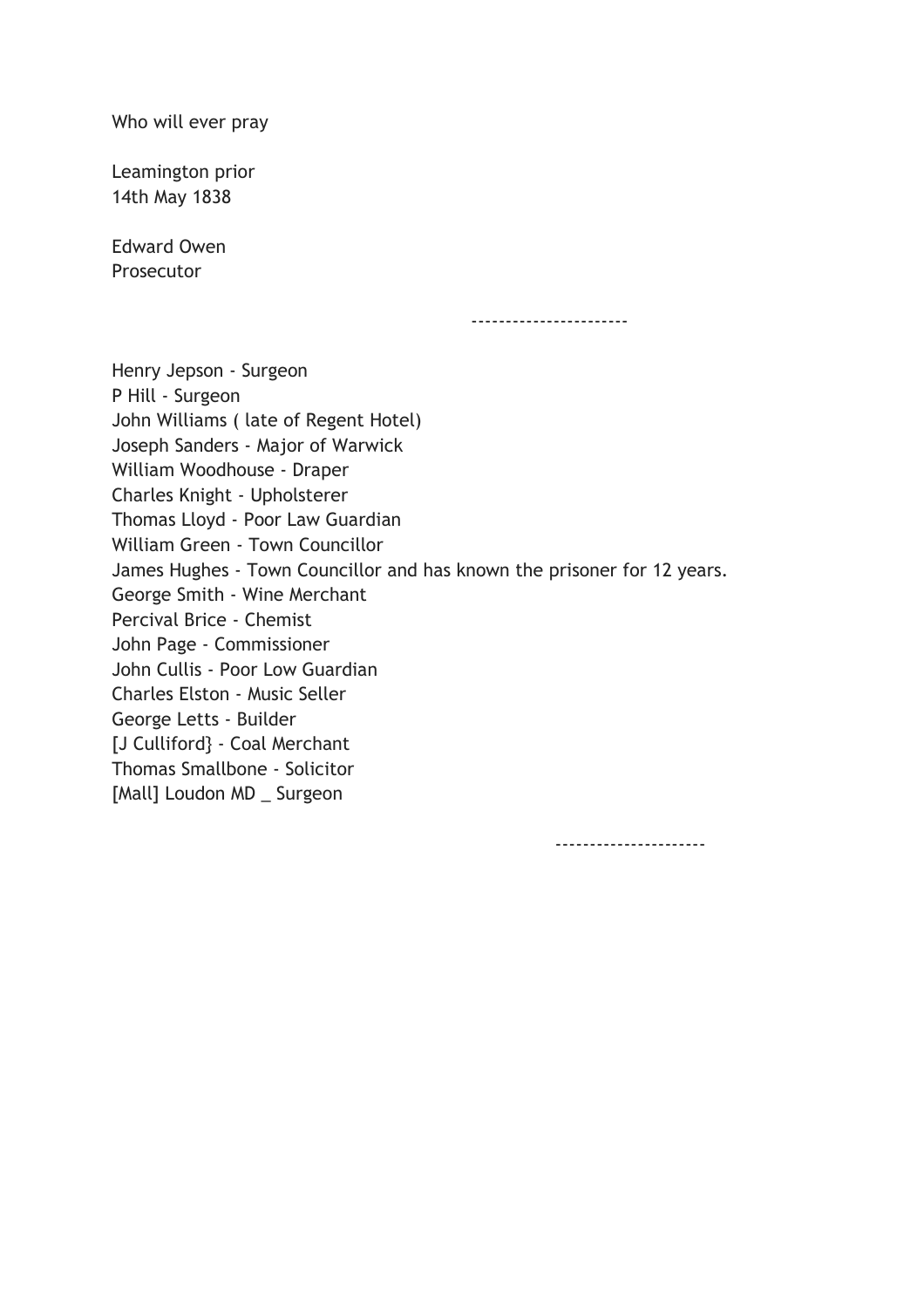Who will ever pray

Leamington prior
14th May 1838

Edward Owen
Prosecutor

----------------------

Henry Jepson - Surgeon
P Hill - Surgeon
John Williams ( late of Regent Hotel)
Joseph Sanders - Major of Warwick
William Woodhouse - Draper
Charles Knight - Upholsterer
Thomas Lloyd - Poor Law Guardian
William Green - Town Councillor
James Hughes - Town Councillor and has known the prisoner for 12 years.
George Smith - Wine Merchant
Percival Brice - Chemist
John Page - Commissioner
John Cullis - Poor Low Guardian
Charles Elston - Music Seller
George Letts - Builder
[J Culliford} - Coal Merchant
Thomas Smallbone - Solicitor
[Mall] Loudon MD _ Surgeon

---------------------